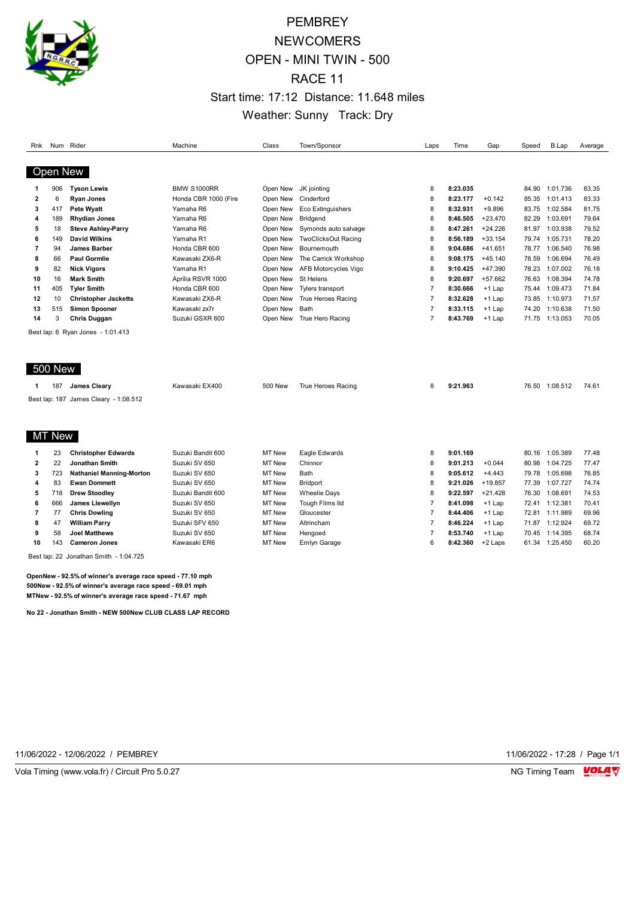# PEMBREY
# NEWCOMERS
# OPEN - MINI TWIN - 500
# RACE 11

### Start time: 17:12 Distance: 11.648 miles
### Weather: Sunny Track: Dry

## Open New

| Rnk | Num | Rider | Machine | Class | Town/Sponsor | Laps | Time | Gap | Speed | B.Lap | Average |
|---|---|---|---|---|---|---|---|---|---|---|---|
| 1 | 906 | **Tyson Lewis** | BMW S1000RR | Open New | JK jointing | 8 | **8:23.035** | | 84.90 | 1:01.736 | 83.35 |
| 2 | 6 | **Ryan Jones** | Honda CBR 1000 (Fire | Open New | Cinderford | 8 | **8:23.177** | +0.142 | 85.35 | 1:01.413 | 83.33 |
| 3 | 417 | **Pete Wyatt** | Yamaha R6 | Open New | Eco Extinguishers | 8 | **8:32.931** | +9.896 | 83.75 | 1:02.584 | 81.75 |
| 4 | 189 | **Rhydian Jones** | Yamaha R6 | Open New | Bridgend | 8 | **8:46.505** | +23.470 | 82.29 | 1:03.691 | 79.64 |
| 5 | 18 | **Steve Ashley-Parry** | Yamaha R6 | Open New | Symonds auto salvage | 8 | **8:47.261** | +24.226 | 81.97 | 1:03.938 | 79.52 |
| 6 | 149 | **David Wilkins** | Yamaha R1 | Open New | TwoClicksOut Racing | 8 | **8:56.189** | +33.154 | 79.74 | 1:05.731 | 78.20 |
| 7 | 94 | **James Barber** | Honda CBR 600 | Open New | Bournemouth | 8 | **9:04.686** | +41.651 | 78.77 | 1:06.540 | 76.98 |
| 8 | 66 | **Paul Gormlie** | Kawasaki ZX6-R | Open New | The Carrick Workshop | 8 | **9:08.175** | +45.140 | 78.59 | 1:06.694 | 76.49 |
| 9 | 82 | **Nick Vigors** | Yamaha R1 | Open New | AFB Motorcycles Vigo | 8 | **9:10.425** | +47.390 | 78.23 | 1:07.002 | 76.18 |
| 10 | 16 | **Mark Smith** | Aprilia RSVR 1000 | Open New | St Helens | 8 | **9:20.697** | +57.662 | 76.63 | 1:08.394 | 74.78 |
| 11 | 405 | **Tyler Smith** | Honda CBR 600 | Open New | Tylers transport | 7 | **8:30.666** | +1 Lap | 75.44 | 1:09.473 | 71.84 |
| 12 | 10 | **Christopher Jacketts** | Kawasaki ZX6-R | Open New | True Heroes Racing | 7 | **8:32.628** | +1 Lap | 73.85 | 1:10.973 | 71.57 |
| 13 | 515 | **Simon Spooner** | Kawasaki zx7r | Open New | Bath | 7 | **8:33.115** | +1 Lap | 74.20 | 1:10.638 | 71.50 |
| 14 | 3 | **Chris Duggan** | Suzuki GSXR 600 | Open New | True Hero Racing | 7 | **8:43.769** | +1 Lap | 71.75 | 1:13.053 | 70.05 |

Best lap: 6 Ryan Jones - 1:01.413

## 500 New

| Rnk | Num | Rider | Machine | Class | Town/Sponsor | Laps | Time | Gap | Speed | B.Lap | Average |
|---|---|---|---|---|---|---|---|---|---|---|---|
| 1 | 187 | **James Cleary** | Kawasaki EX400 | 500 New | True Heroes Racing | 8 | **9:21.963** | | 76.50 | 1:08.512 | 74.61 |

Best lap: 187 James Cleary - 1:08.512

## MT New

| Rnk | Num | Rider | Machine | Class | Town/Sponsor | Laps | Time | Gap | Speed | B.Lap | Average |
|---|---|---|---|---|---|---|---|---|---|---|---|
| 1 | 23 | **Christopher Edwards** | Suzuki Bandit 600 | MT New | Eagle Edwards | 8 | **9:01.169** | | 80.16 | 1:05.389 | 77.48 |
| 2 | 22 | **Jonathan Smith** | Suzuki SV 650 | MT New | Chinnor | 8 | **9:01.213** | +0.044 | 80.98 | 1:04.725 | 77.47 |
| 3 | 723 | **Nathaniel Manning-Morton** | Suzuki SV 650 | MT New | Bath | 8 | **9:05.612** | +4.443 | 79.78 | 1:05.698 | 76.85 |
| 4 | 83 | **Ewan Dommett** | Suzuki SV 650 | MT New | Bridport | 8 | **9:21.026** | +19.857 | 77.39 | 1:07.727 | 74.74 |
| 5 | 718 | **Drew Stoodley** | Suzuki Bandit 600 | MT New | Wheelie Days | 8 | **9:22.597** | +21.428 | 76.30 | 1:08.691 | 74.53 |
| 6 | 666 | **James Llewellyn** | Suzuki SV 650 | MT New | Tough Films ltd | 7 | **8:41.098** | +1 Lap | 72.41 | 1:12.381 | 70.41 |
| 7 | 77 | **Chris Dowling** | Suzuki SV 650 | MT New | Gloucester | 7 | **8:44.406** | +1 Lap | 72.81 | 1:11.989 | 69.96 |
| 8 | 47 | **William Parry** | Suzuki SFV 650 | MT New | Altrincham | 7 | **8:46.224** | +1 Lap | 71.87 | 1:12.924 | 69.72 |
| 9 | 58 | **Joel Matthews** | Suzuki SV 650 | MT New | Hengoed | 7 | **8:53.740** | +1 Lap | 70.45 | 1:14.395 | 68.74 |
| 10 | 143 | **Cameron Jones** | Kawasaki ER6 | MT New | Emlyn Garage | 6 | **8:42.360** | +2 Laps | 61.34 | 1:25.450 | 60.20 |

Best lap: 22 Jonathan Smith - 1:04.725

**OpenNew - 92.5% of winner's average race speed - 77.10 mph**
**500New - 92.5% of winner's average race speed - 69.01 mph**
**MTNew - 92.5% of winner's average race speed - 71.67 mph**

**No 22 - Jonathan Smith - NEW 500New CLUB CLASS LAP RECORD**

11/06/2022 - 12/06/2022 / PEMBREY

11/06/2022 - 17:28

Vola Timing (www.vola.fr) / Circuit Pro 5.0.27

NG Timing Team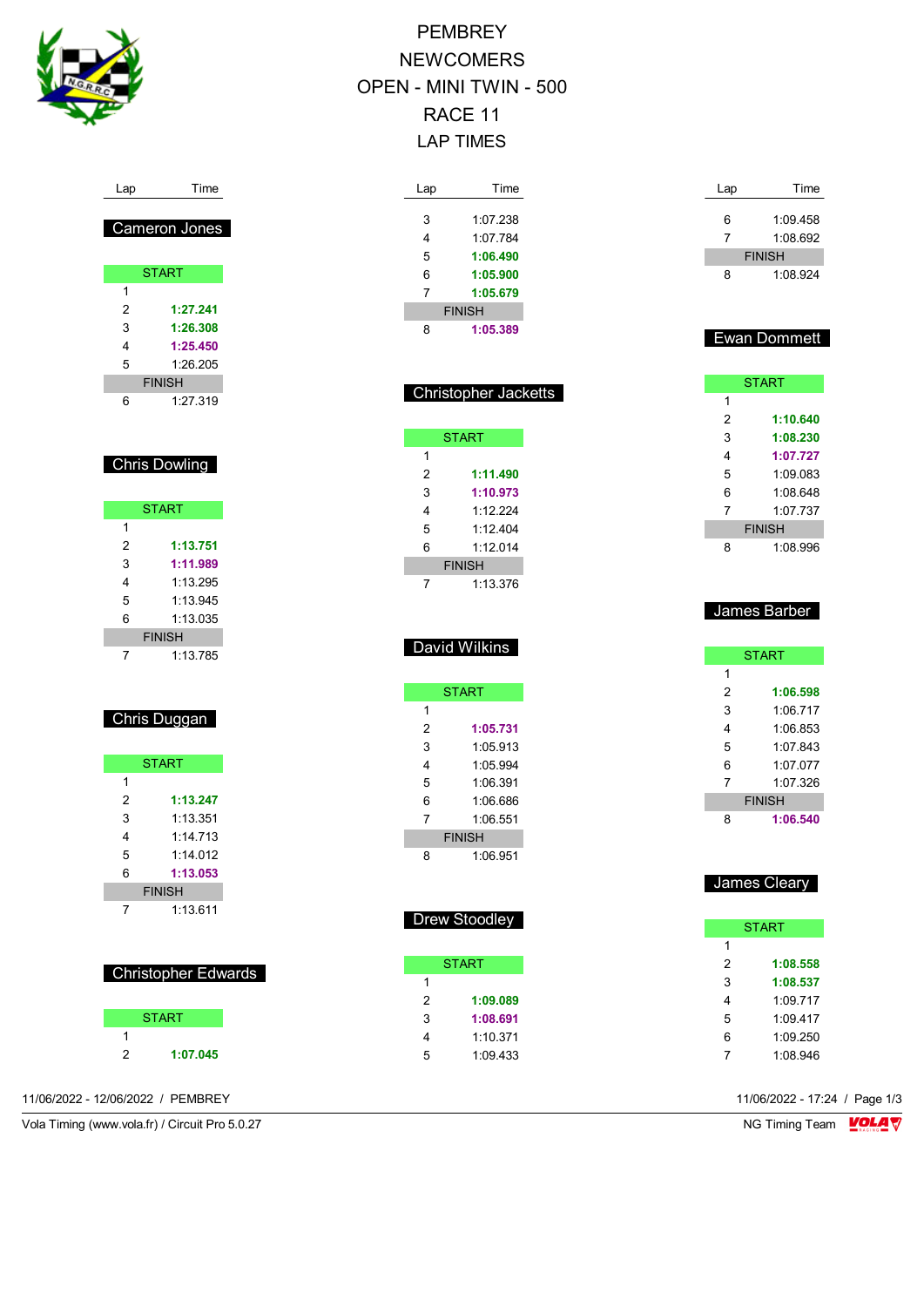# PEMBREY
# NEWCOMERS
# OPEN - MINI TWIN - 500
# RACE 11
# LAP TIMES

### Cameron Jones

| Lap | Time |
|---|---|
| START | |
| 1 | |
| 2 | **1:27.241** |
| 3 | **1:26.308** |
| 4 | **1:25.450** |
| 5 | 1:26.205 |
| FINISH | |
| 6 | 1:27.319 |

### Chris Dowling

| Lap | Time |
|---|---|
| START | |
| 1 | |
| 2 | **1:13.751** |
| 3 | **1:11.989** |
| 4 | 1:13.295 |
| 5 | 1:13.945 |
| 6 | 1:13.035 |
| FINISH | |
| 7 | 1:13.785 |

### Chris Duggan

| Lap | Time |
|---|---|
| START | |
| 1 | |
| 2 | **1:13.247** |
| 3 | 1:13.351 |
| 4 | 1:14.713 |
| 5 | 1:14.012 |
| 6 | **1:13.053** |
| FINISH | |
| 7 | 1:13.611 |

### Christopher Edwards

| Lap | Time |
|---|---|
| START | |
| 1 | |
| 2 | **1:07.045** |
| 3 | 1:07.238 |
| 4 | 1:07.784 |
| 5 | **1:06.490** |
| 6 | **1:05.900** |
| 7 | **1:05.679** |
| FINISH | |
| 8 | **1:05.389** |

### Christopher Jacketts

| Lap | Time |
|---|---|
| START | |
| 1 | |
| 2 | **1:11.490** |
| 3 | **1:10.973** |
| 4 | 1:12.224 |
| 5 | 1:12.404 |
| 6 | 1:12.014 |
| FINISH | |
| 7 | 1:13.376 |

### David Wilkins

| Lap | Time |
|---|---|
| START | |
| 1 | |
| 2 | **1:05.731** |
| 3 | 1:05.913 |
| 4 | 1:05.994 |
| 5 | 1:06.391 |
| 6 | 1:06.686 |
| 7 | 1:06.551 |
| FINISH | |
| 8 | 1:06.951 |

### Drew Stoodley

| Lap | Time |
|---|---|
| START | |
| 1 | |
| 2 | **1:09.089** |
| 3 | **1:08.691** |
| 4 | 1:10.371 |
| 5 | 1:09.433 |
| 6 | 1:09.458 |
| 7 | 1:08.692 |
| FINISH | |
| 8 | 1:08.924 |

### Ewan Dommett

| Lap | Time |
|---|---|
| START | |
| 1 | |
| 2 | **1:10.640** |
| 3 | **1:08.230** |
| 4 | **1:07.727** |
| 5 | 1:09.083 |
| 6 | 1:08.648 |
| 7 | 1:07.737 |
| FINISH | |
| 8 | 1:08.996 |

### James Barber

| Lap | Time |
|---|---|
| START | |
| 1 | |
| 2 | **1:06.598** |
| 3 | 1:06.717 |
| 4 | 1:06.853 |
| 5 | 1:07.843 |
| 6 | 1:07.077 |
| 7 | 1:07.326 |
| FINISH | |
| 8 | **1:06.540** |

### James Cleary

| Lap | Time |
|---|---|
| START | |
| 1 | |
| 2 | **1:08.558** |
| 3 | **1:08.537** |
| 4 | 1:09.717 |
| 5 | 1:09.417 |
| 6 | 1:09.250 |
| 7 | 1:08.946 |

11/06/2022 - 12/06/2022 / PEMBREY

11/06/2022 - 17:24

Vola Timing (www.vola.fr) / Circuit Pro 5.0.27

NG Timing Team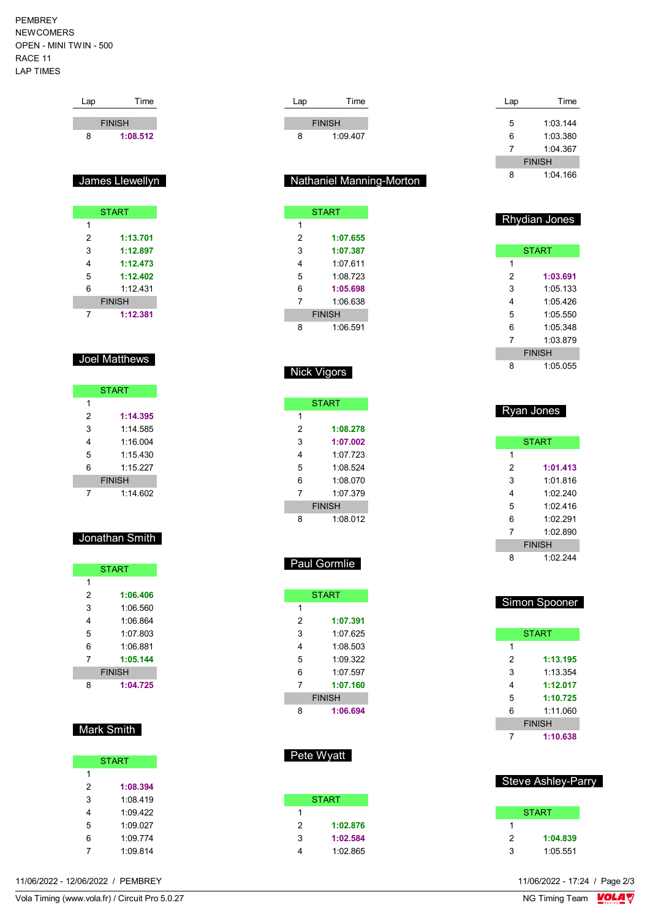PEMBREY
NEWCOMERS
OPEN - MINI TWIN - 500
RACE 11
LAP TIMES

| Lap | Time |
|---|---|
| FINISH | |
| 8 | **1:08.512** |

## James Llewellyn

| Lap | Time |
|---|---|
| START | |
| 1 | |
| 2 | **1:13.701** |
| 3 | **1:12.897** |
| 4 | **1:12.473** |
| 5 | **1:12.402** |
| 6 | 1:12.431 |
| FINISH | |
| 7 | **1:12.381** |

## Joel Matthews

| Lap | Time |
|---|---|
| START | |
| 1 | |
| 2 | **1:14.395** |
| 3 | 1:14.585 |
| 4 | 1:16.004 |
| 5 | 1:15.430 |
| 6 | 1:15.227 |
| FINISH | |
| 7 | 1:14.602 |

## Jonathan Smith

| Lap | Time |
|---|---|
| START | |
| 1 | |
| 2 | **1:06.406** |
| 3 | 1:06.560 |
| 4 | 1:06.864 |
| 5 | 1:07.803 |
| 6 | 1:06.881 |
| 7 | **1:05.144** |
| FINISH | |
| 8 | **1:04.725** |

## Mark Smith

| Lap | Time |
|---|---|
| START | |
| 1 | |
| 2 | **1:08.394** |
| 3 | 1:08.419 |
| 4 | 1:09.422 |
| 5 | 1:09.027 |
| 6 | 1:09.774 |
| 7 | 1:09.814 |

| Lap | Time |
|---|---|
| FINISH | |
| 8 | 1:09.407 |

## Nathaniel Manning-Morton

| Lap | Time |
|---|---|
| START | |
| 1 | |
| 2 | **1:07.655** |
| 3 | **1:07.387** |
| 4 | 1:07.611 |
| 5 | 1:08.723 |
| 6 | **1:05.698** |
| 7 | 1:06.638 |
| FINISH | |
| 8 | 1:06.591 |

## Nick Vigors

| Lap | Time |
|---|---|
| START | |
| 1 | |
| 2 | **1:08.278** |
| 3 | **1:07.002** |
| 4 | 1:07.723 |
| 5 | 1:08.524 |
| 6 | 1:08.070 |
| 7 | 1:07.379 |
| FINISH | |
| 8 | 1:08.012 |

## Paul Gormlie

| Lap | Time |
|---|---|
| START | |
| 1 | |
| 2 | **1:07.391** |
| 3 | 1:07.625 |
| 4 | 1:08.503 |
| 5 | 1:09.322 |
| 6 | 1:07.597 |
| 7 | **1:07.160** |
| FINISH | |
| 8 | **1:06.694** |

## Pete Wyatt

| Lap | Time |
|---|---|
| START | |
| 1 | |
| 2 | **1:02.876** |
| 3 | **1:02.584** |
| 4 | 1:02.865 |

| Lap | Time |
|---|---|
| 5 | 1:03.144 |
| 6 | 1:03.380 |
| 7 | 1:04.367 |
| FINISH | |
| 8 | 1:04.166 |

## Rhydian Jones

| Lap | Time |
|---|---|
| START | |
| 1 | |
| 2 | **1:03.691** |
| 3 | 1:05.133 |
| 4 | 1:05.426 |
| 5 | 1:05.550 |
| 6 | 1:05.348 |
| 7 | 1:03.879 |
| FINISH | |
| 8 | 1:05.055 |

## Ryan Jones

| Lap | Time |
|---|---|
| START | |
| 1 | |
| 2 | **1:01.413** |
| 3 | 1:01.816 |
| 4 | 1:02.240 |
| 5 | 1:02.416 |
| 6 | 1:02.291 |
| 7 | 1:02.890 |
| FINISH | |
| 8 | 1:02.244 |

## Simon Spooner

| Lap | Time |
|---|---|
| START | |
| 1 | |
| 2 | **1:13.195** |
| 3 | 1:13.354 |
| 4 | **1:12.017** |
| 5 | **1:10.725** |
| 6 | 1:11.060 |
| FINISH | |
| 7 | **1:10.638** |

## Steve Ashley-Parry

| Lap | Time |
|---|---|
| START | |
| 1 | |
| 2 | **1:04.839** |
| 3 | 1:05.551 |

11/06/2022 - 12/06/2022 / PEMBREY

11/06/2022 - 17:24

Vola Timing (www.vola.fr) / Circuit Pro 5.0.27

NG Timing Team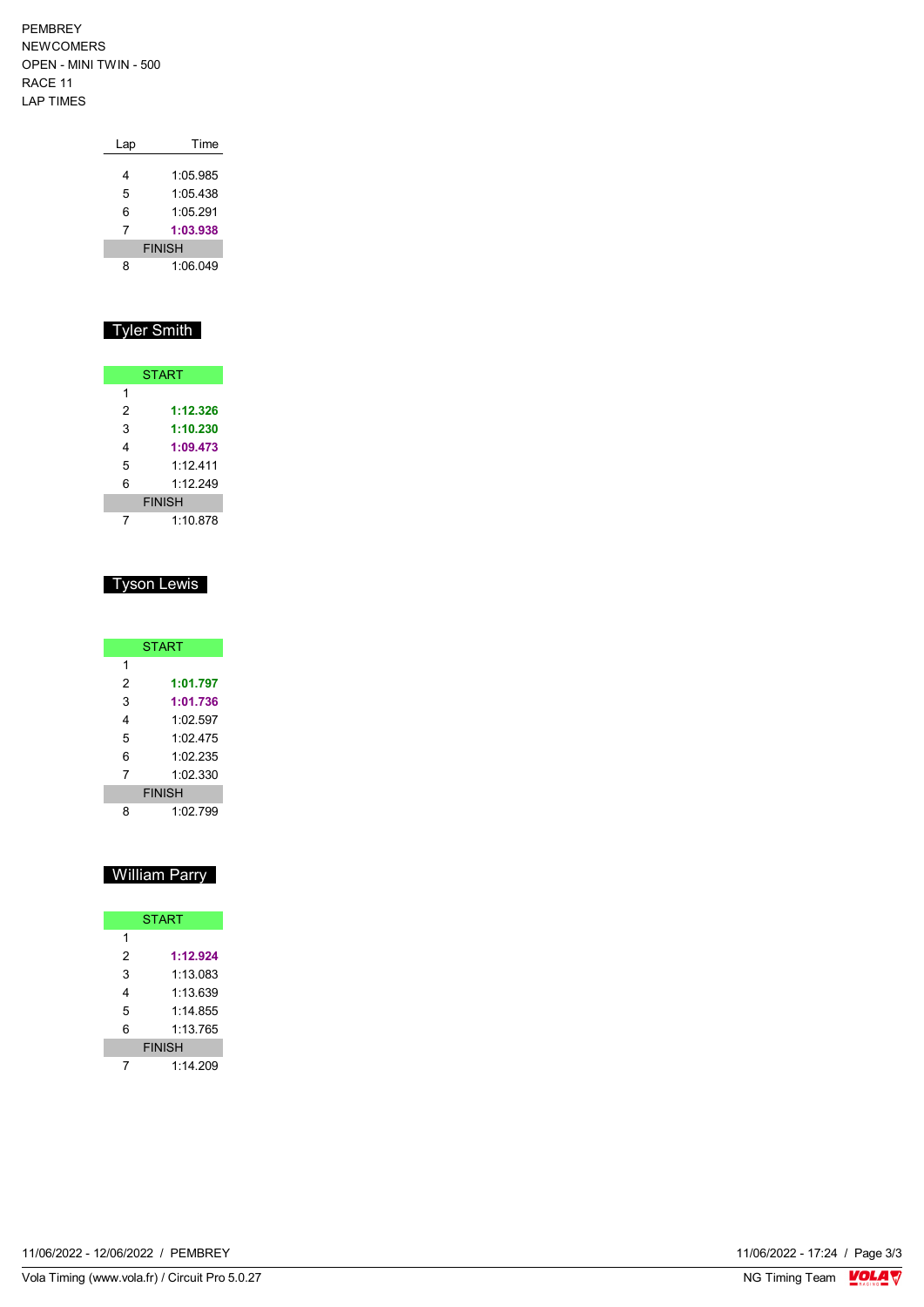PEMBREY
NEWCOMERS
OPEN - MINI TWIN - 500
RACE 11
LAP TIMES

| Lap | Time |
|---|---|
| 4 | 1:05.985 |
| 5 | 1:05.438 |
| 6 | 1:05.291 |
| 7 | **1:03.938** |
| FINISH | |
| 8 | 1:06.049 |

## Tyler Smith

| Lap | Time |
|---|---|
| START | |
| 1 | |
| 2 | **1:12.326** |
| 3 | **1:10.230** |
| 4 | **1:09.473** |
| 5 | 1:12.411 |
| 6 | 1:12.249 |
| FINISH | |
| 7 | 1:10.878 |

## Tyson Lewis

| Lap | Time |
|---|---|
| START | |
| 1 | |
| 2 | **1:01.797** |
| 3 | **1:01.736** |
| 4 | 1:02.597 |
| 5 | 1:02.475 |
| 6 | 1:02.235 |
| 7 | 1:02.330 |
| FINISH | |
| 8 | 1:02.799 |

## William Parry

| Lap | Time |
|---|---|
| START | |
| 1 | |
| 2 | **1:12.924** |
| 3 | 1:13.083 |
| 4 | 1:13.639 |
| 5 | 1:14.855 |
| 6 | 1:13.765 |
| FINISH | |
| 7 | 1:14.209 |

11/06/2022 - 12/06/2022 / PEMBREY

11/06/2022 - 17:24

Vola Timing (www.vola.fr) / Circuit Pro 5.0.27

NG Timing Team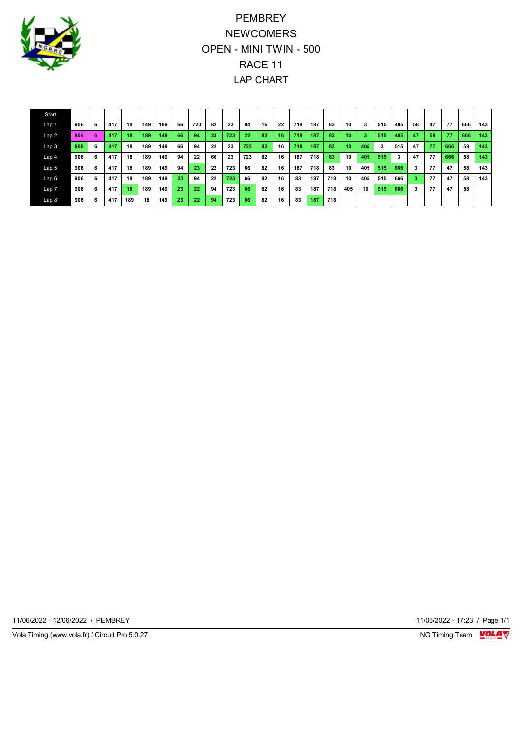# PEMBREY

# NEWCOMERS

# OPEN - MINI TWIN - 500

# RACE 11

# LAP CHART

| Start | | | | | | | | | | | | | | | | | | | | | | | | | |
|---|---|---|---|---|---|---|---|---|---|---|---|---|---|---|---|---|---|---|---|---|---|---|---|---|---|
| Lap 1 | 906 | 6 | 417 | 18 | 149 | 189 | 66 | 723 | 82 | 23 | 94 | 16 | 22 | 718 | 187 | 83 | 10 | 3 | 515 | 405 | 58 | 47 | 77 | 666 | 143 |
| Lap 2 | 906 | 6 | 417 | 18 | 189 | 149 | 66 | 94 | 23 | 723 | 22 | 82 | 16 | 718 | 187 | 83 | 10 | 3 | 515 | 405 | 47 | 58 | 77 | 666 | 143 |
| Lap 3 | 906 | 6 | 417 | 18 | 189 | 149 | 66 | 94 | 22 | 23 | 723 | 82 | 16 | 718 | 187 | 83 | 10 | 405 | 3 | 515 | 47 | 77 | 666 | 58 | 143 |
| Lap 4 | 906 | 6 | 417 | 18 | 189 | 149 | 94 | 22 | 66 | 23 | 723 | 82 | 16 | 187 | 718 | 83 | 10 | 405 | 515 | 3 | 47 | 77 | 666 | 58 | 143 |
| Lap 5 | 906 | 6 | 417 | 18 | 189 | 149 | 94 | 23 | 22 | 723 | 66 | 82 | 16 | 187 | 718 | 83 | 10 | 405 | 515 | 666 | 3 | 77 | 47 | 58 | 143 |
| Lap 6 | 906 | 6 | 417 | 18 | 189 | 149 | 23 | 94 | 22 | 723 | 66 | 82 | 16 | 83 | 187 | 718 | 10 | 405 | 515 | 666 | 3 | 77 | 47 | 58 | 143 |
| Lap 7 | 906 | 6 | 417 | 18 | 189 | 149 | 23 | 22 | 94 | 723 | 66 | 82 | 16 | 83 | 187 | 718 | 405 | 10 | 515 | 666 | 3 | 77 | 47 | 58 | |
| Lap 8 | 906 | 6 | 417 | 189 | 18 | 149 | 23 | 22 | 94 | 723 | 66 | 82 | 16 | 83 | 187 | 718 | | | | | | | | | |

11/06/2022 - 12/06/2022 / PEMBREY

11/06/2022 - 17:23 / Page 1/1

Vola Timing (www.vola.fr) / Circuit Pro 5.0.27

NG Timing Team